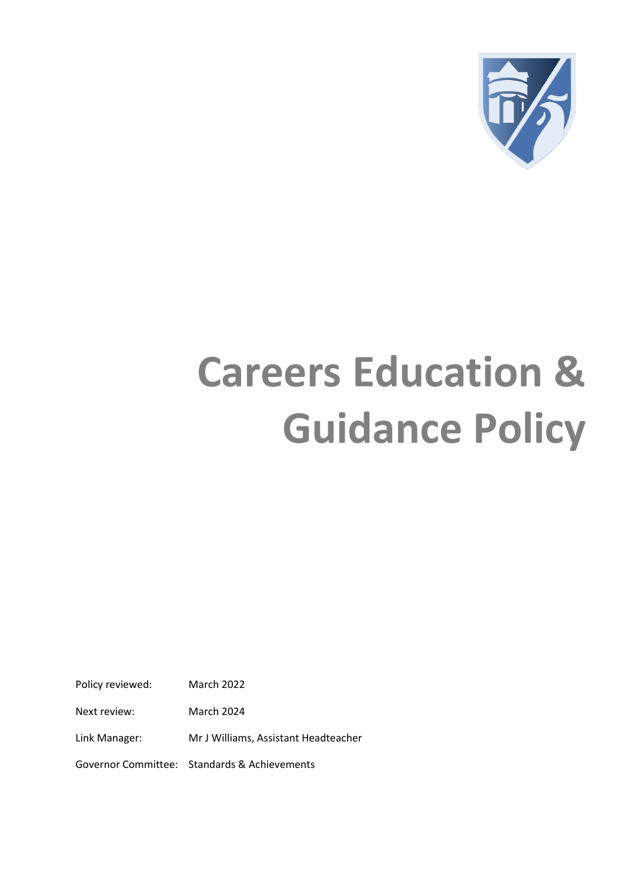# Careers Education & Guidance Policy

| | |
|---|---|
| Policy reviewed: | March 2022 |
| Next review: | March 2024 |
| Link Manager: | Mr J Williams, Assistant Headteacher |
| Governor Committee: | Standards & Achievements |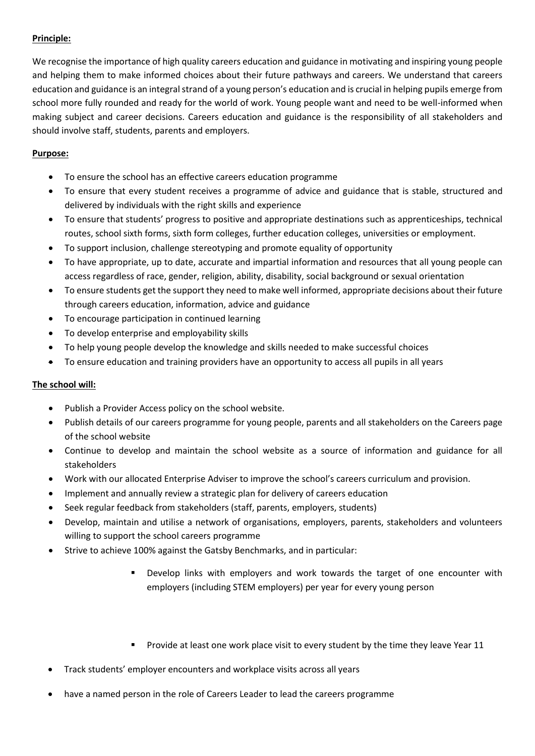**Principle:**

We recognise the importance of high quality careers education and guidance in motivating and inspiring young people and helping them to make informed choices about their future pathways and careers. We understand that careers education and guidance is an integral strand of a young person's education and is crucial in helping pupils emerge from school more fully rounded and ready for the world of work. Young people want and need to be well-informed when making subject and career decisions. Careers education and guidance is the responsibility of all stakeholders and should involve staff, students, parents and employers.

**Purpose:**

- To ensure the school has an effective careers education programme
- To ensure that every student receives a programme of advice and guidance that is stable, structured and delivered by individuals with the right skills and experience
- To ensure that students' progress to positive and appropriate destinations such as apprenticeships, technical routes, school sixth forms, sixth form colleges, further education colleges, universities or employment.
- To support inclusion, challenge stereotyping and promote equality of opportunity
- To have appropriate, up to date, accurate and impartial information and resources that all young people can access regardless of race, gender, religion, ability, disability, social background or sexual orientation
- To ensure students get the support they need to make well informed, appropriate decisions about their future through careers education, information, advice and guidance
- To encourage participation in continued learning
- To develop enterprise and employability skills
- To help young people develop the knowledge and skills needed to make successful choices
- To ensure education and training providers have an opportunity to access all pupils in all years

**The school will:**

- Publish a Provider Access policy on the school website.
- Publish details of our careers programme for young people, parents and all stakeholders on the Careers page of the school website
- Continue to develop and maintain the school website as a source of information and guidance for all stakeholders
- Work with our allocated Enterprise Adviser to improve the school's careers curriculum and provision.
- Implement and annually review a strategic plan for delivery of careers education
- Seek regular feedback from stakeholders (staff, parents, employers, students)
- Develop, maintain and utilise a network of organisations, employers, parents, stakeholders and volunteers willing to support the school careers programme
- Strive to achieve 100% against the Gatsby Benchmarks, and in particular:
    - Develop links with employers and work towards the target of one encounter with employers (including STEM employers) per year for every young person
    - Provide at least one work place visit to every student by the time they leave Year 11
- Track students' employer encounters and workplace visits across all years
- have a named person in the role of Careers Leader to lead the careers programme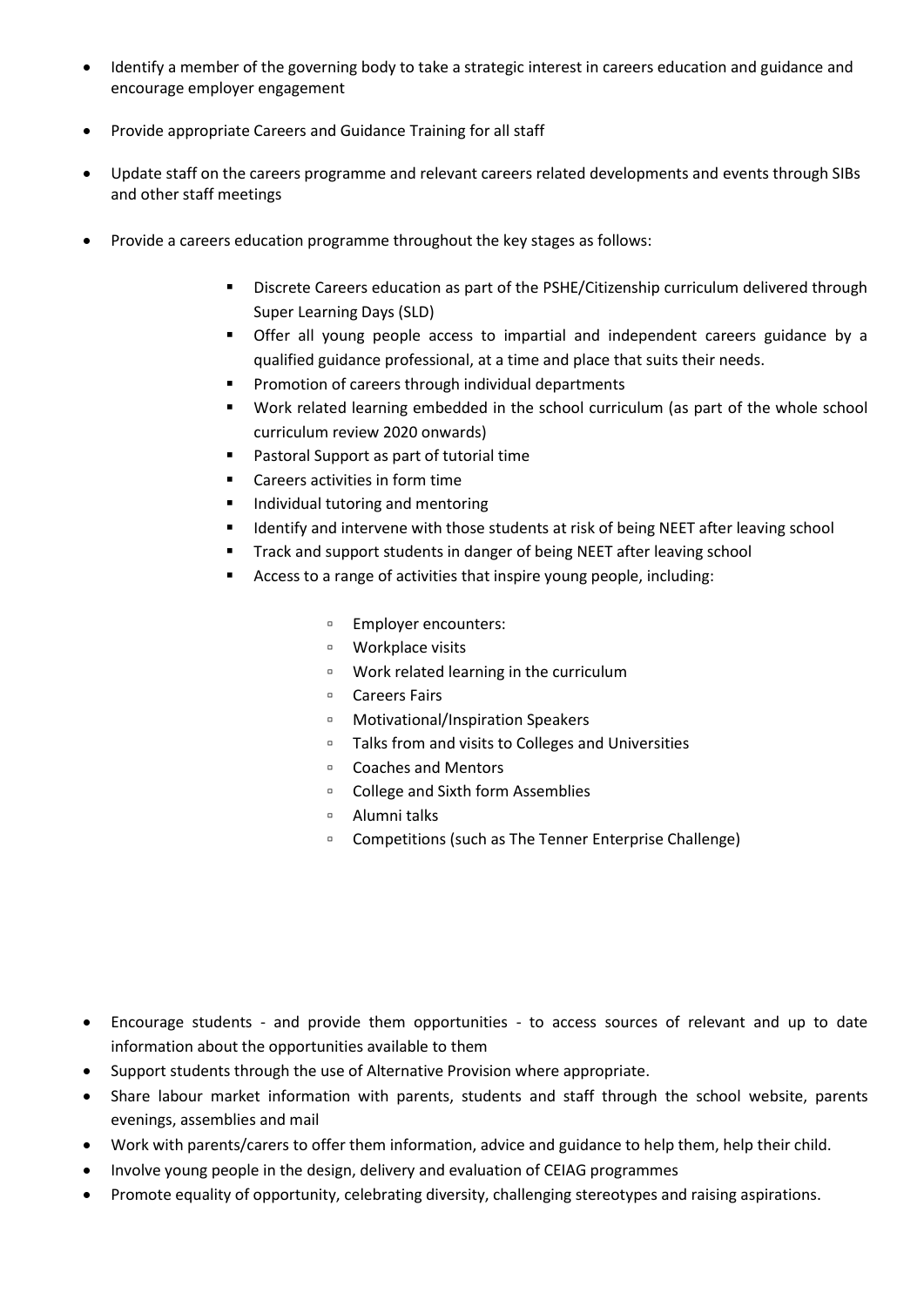- Identify a member of the governing body to take a strategic interest in careers education and guidance and encourage employer engagement
- Provide appropriate Careers and Guidance Training for all staff
- Update staff on the careers programme and relevant careers related developments and events through SIBs and other staff meetings
- Provide a careers education programme throughout the key stages as follows:
    - Discrete Careers education as part of the PSHE/Citizenship curriculum delivered through Super Learning Days (SLD)
    - Offer all young people access to impartial and independent careers guidance by a qualified guidance professional, at a time and place that suits their needs.
    - Promotion of careers through individual departments
    - Work related learning embedded in the school curriculum (as part of the whole school curriculum review 2020 onwards)
    - Pastoral Support as part of tutorial time
    - Careers activities in form time
    - Individual tutoring and mentoring
    - Identify and intervene with those students at risk of being NEET after leaving school
    - Track and support students in danger of being NEET after leaving school
    - Access to a range of activities that inspire young people, including:
        - Employer encounters:
        - Workplace visits
        - Work related learning in the curriculum
        - Careers Fairs
        - Motivational/Inspiration Speakers
        - Talks from and visits to Colleges and Universities
        - Coaches and Mentors
        - College and Sixth form Assemblies
        - Alumni talks
        - Competitions (such as The Tenner Enterprise Challenge)

- Encourage students - and provide them opportunities - to access sources of relevant and up to date information about the opportunities available to them
- Support students through the use of Alternative Provision where appropriate.
- Share labour market information with parents, students and staff through the school website, parents evenings, assemblies and mail
- Work with parents/carers to offer them information, advice and guidance to help them, help their child.
- Involve young people in the design, delivery and evaluation of CEIAG programmes
- Promote equality of opportunity, celebrating diversity, challenging stereotypes and raising aspirations.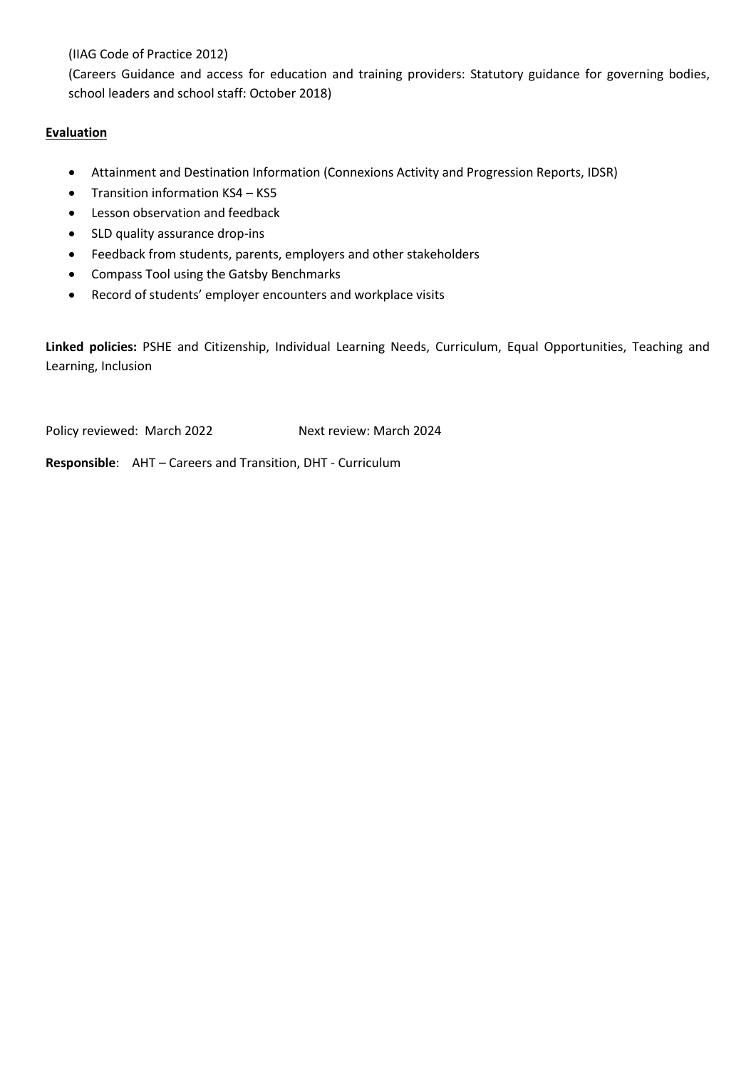(IIAG Code of Practice 2012)

(Careers Guidance and access for education and training providers: Statutory guidance for governing bodies, school leaders and school staff: October 2018)

**Evaluation**

- Attainment and Destination Information (Connexions Activity and Progression Reports, IDSR)
- Transition information KS4 – KS5
- Lesson observation and feedback
- SLD quality assurance drop-ins
- Feedback from students, parents, employers and other stakeholders
- Compass Tool using the Gatsby Benchmarks
- Record of students' employer encounters and workplace visits

**Linked policies:** PSHE and Citizenship, Individual Learning Needs, Curriculum, Equal Opportunities, Teaching and Learning, Inclusion

Policy reviewed: March 2022 Next review: March 2024

**Responsible**: AHT – Careers and Transition, DHT - Curriculum